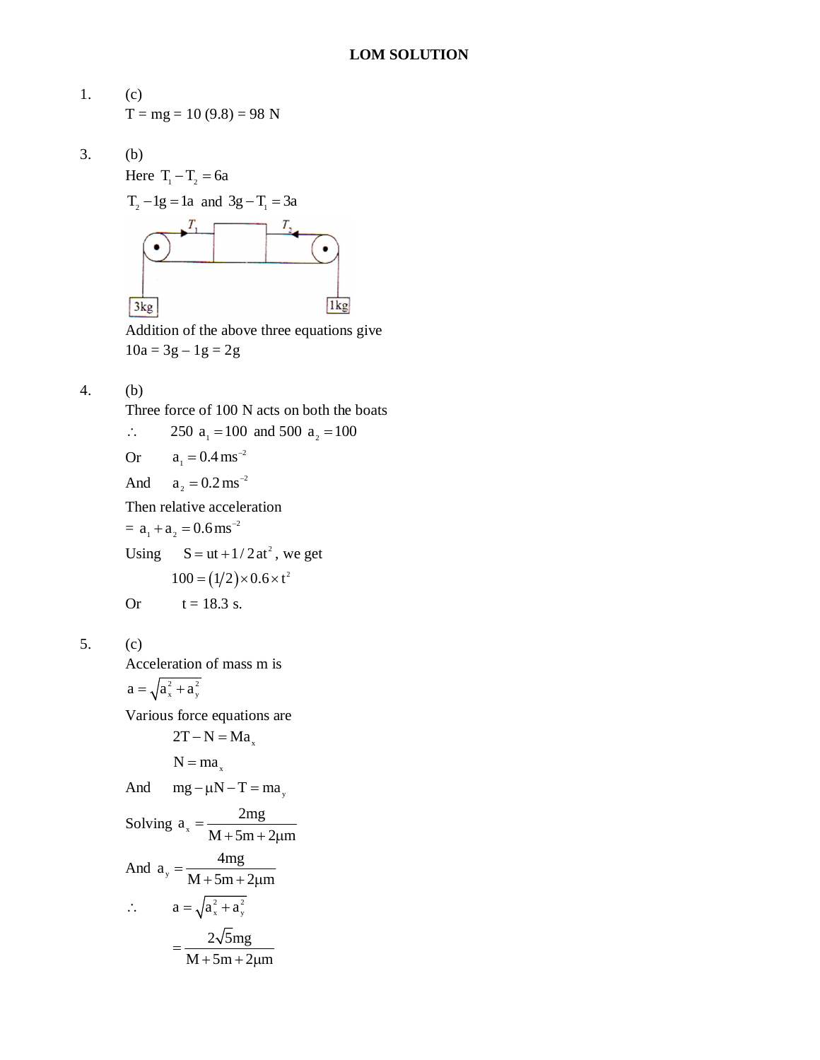# LOM SOLUTION

1. (c)

   T = mg = 10 (9.8) = 98 N

3. (b)

   Here $T_1 - T_2 = 6a$

   $T_2 - 1g = 1a$ and $3g - T_1 = 3a$

   Addition of the above three equations give

   10a = 3g – 1g = 2g

4. (b)

   Three force of 100 N acts on both the boats

   $\therefore \quad 250\ a_1 = 100$ and $500\ a_2 = 100$

   Or $\quad a_1 = 0.4\,ms^{-2}$

   And $\quad a_2 = 0.2\,ms^{-2}$

   Then relative acceleration

   $= a_1 + a_2 = 0.6\,ms^{-2}$

   Using $\quad S = ut + 1/2\,at^2$, we get

   $$100 = (1/2) \times 0.6 \times t^2$$

   Or $\quad$ t = 18.3 s.

5. (c)

   Acceleration of mass m is

   $a = \sqrt{a_x^2 + a_y^2}$

   Various force equations are

   $$2T - N = Ma_x$$

   $$N = ma_x$$

   And $\quad mg - \mu N - T = ma_y$

   Solving $a_x = \dfrac{2mg}{M + 5m + 2\mu m}$

   And $a_y = \dfrac{4mg}{M + 5m + 2\mu m}$

   $\therefore \quad a = \sqrt{a_x^2 + a_y^2}$

   $$= \frac{2\sqrt{5}mg}{M + 5m + 2\mu m}$$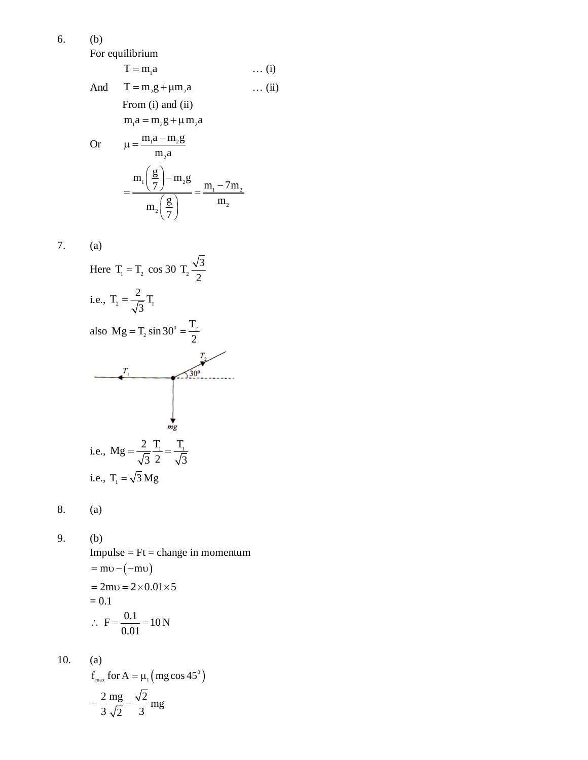6. (b)

For equilibrium

$$T = m_1 a \qquad \ldots \text{(i)}$$

And $\quad T = m_2 g + \mu m_2 a \qquad \ldots \text{(ii)}$

From (i) and (ii)

$$m_1 a = m_2 g + \mu m_2 a$$

Or $\quad \mu = \dfrac{m_1 a - m_2 g}{m_2 a}$

$$= \frac{m_1\left(\frac{g}{7}\right) - m_2 g}{m_2\left(\frac{g}{7}\right)} = \frac{m_1 - 7m_2}{m_2}$$

7. (a)

Here $T_1 = T_2 \cos 30 \; T_2 \dfrac{\sqrt{3}}{2}$

i.e., $T_2 = \dfrac{2}{\sqrt{3}} T_1$

also $Mg = T_2 \sin 30^0 = \dfrac{T_2}{2}$

i.e., $Mg = \dfrac{2}{\sqrt{3}} \dfrac{T_1}{2} = \dfrac{T_1}{\sqrt{3}}$

i.e., $T_1 = \sqrt{3}\, Mg$

8. (a)

9. (b)

Impulse = Ft = change in momentum

$= m\upsilon - (-m\upsilon)$

$= 2m\upsilon = 2 \times 0.01 \times 5$

= 0.1

$\therefore \; F = \dfrac{0.1}{0.01} = 10\,\text{N}$

10. (a)

$f_{max}$ for $A = \mu_1 \left( mg \cos 45^0 \right)$

$= \dfrac{2}{3} \dfrac{mg}{\sqrt{2}} = \dfrac{\sqrt{2}}{3} mg$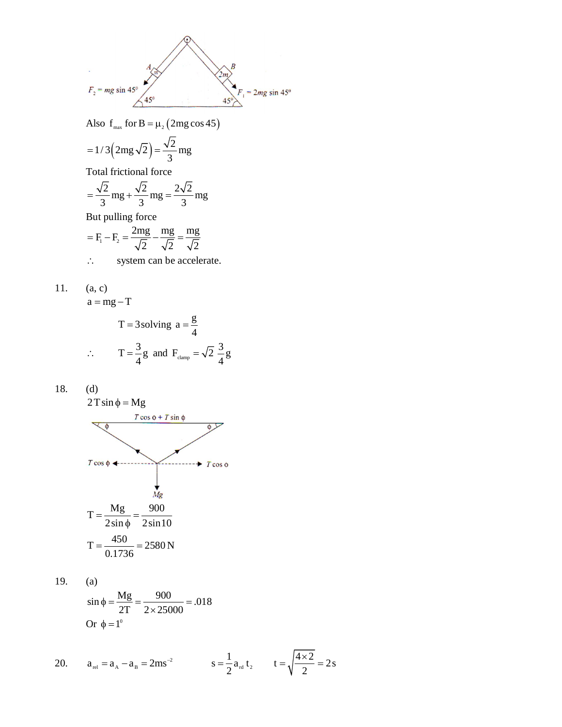$F_2 = mg \sin 45^0$

$F_1 = 2mg \sin 45^0$

Also $f_{max}$ for $B = \mu_2 (2mg \cos 45)$

$= 1/3\left(2mg\sqrt{2}\right) = \frac{\sqrt{2}}{3} mg$

Total frictional force

$= \frac{\sqrt{2}}{3} mg + \frac{\sqrt{2}}{3} mg = \frac{2\sqrt{2}}{3} mg$

But pulling force

$= F_1 - F_2 = \frac{2mg}{\sqrt{2}} - \frac{mg}{\sqrt{2}} = \frac{mg}{\sqrt{2}}$

$\therefore$ system can be accelerate.

11. (a, c)

$a = mg - T$

$T = 3$solving $a = \frac{g}{4}$

$\therefore \quad T = \frac{3}{4} g$ and $F_{clamp} = \sqrt{2}\ \frac{3}{4} g$

18. (d)

$2T \sin\phi = Mg$

$T \cos o + T \sin \phi$

$\phi$ $\phi$

$T \cos \phi$ $T \cos o$

$Mg$

$T = \frac{Mg}{2\sin\phi} = \frac{900}{2\sin 10}$

$T = \frac{450}{0.1736} = 2580\,N$

19. (a)

$\sin\phi = \frac{Mg}{2T} = \frac{900}{2\times 25000} = .018$

Or $\phi = 1^0$

20. $a_{rel} = a_A - a_B = 2ms^{-2}$ $\quad s = \frac{1}{2} a_{rd} t_2 \quad t = \sqrt{\frac{4\times 2}{2}} = 2\,s$